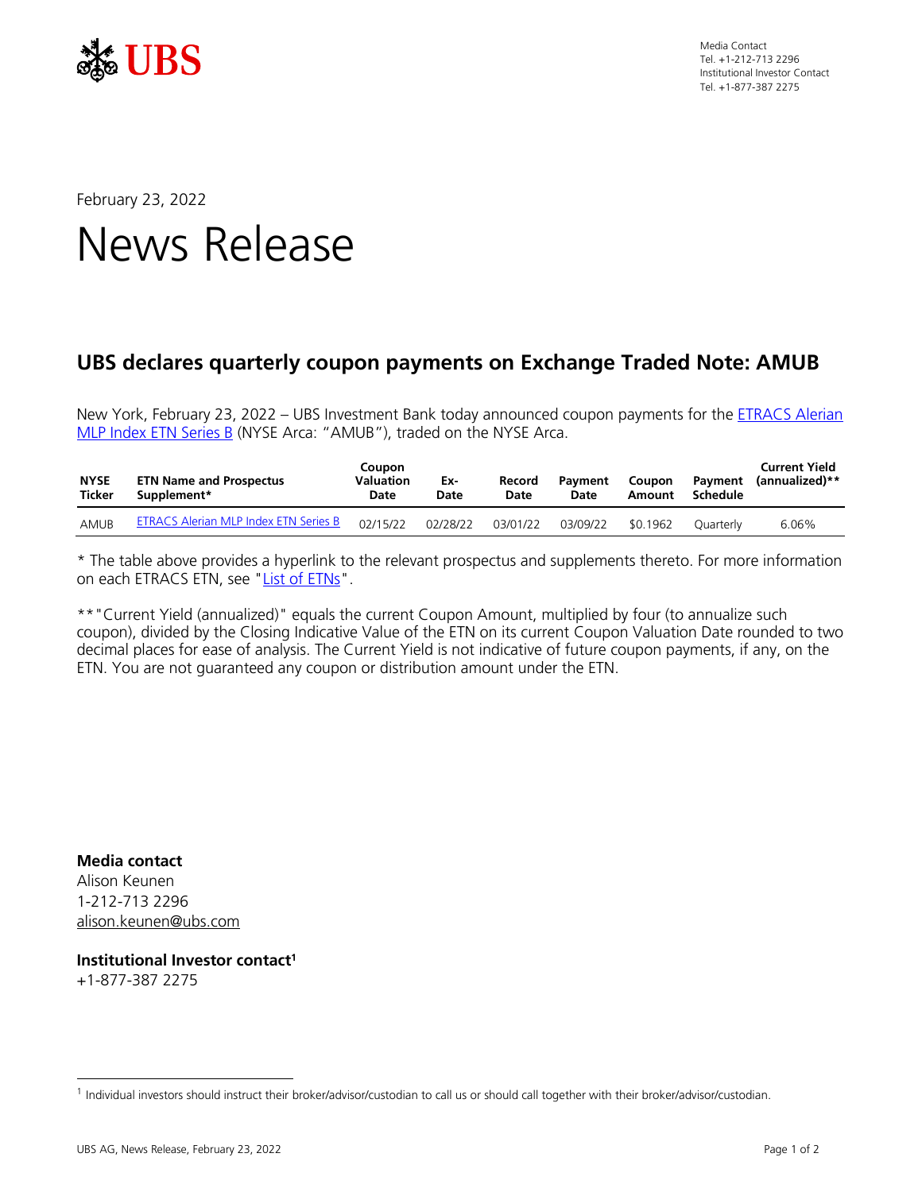Media Contact
Tel. +1-212-713 2296
Institutional Investor Contact
Tel. +1-877-387 2275

February 23, 2022

# News Release

## UBS declares quarterly coupon payments on Exchange Traded Note: AMUB

New York, February 23, 2022 – UBS Investment Bank today announced coupon payments for the ETRACS Alerian MLP Index ETN Series B (NYSE Arca: "AMUB"), traded on the NYSE Arca.

| NYSE Ticker | ETN Name and Prospectus Supplement* | Coupon Valuation Date | Ex-Date | Record Date | Payment Date | Coupon Amount | Payment Schedule | Current Yield (annualized)** |
|---|---|---|---|---|---|---|---|---|
| AMUB | ETRACS Alerian MLP Index ETN Series B | 02/15/22 | 02/28/22 | 03/01/22 | 03/09/22 | $0.1962 | Quarterly | 6.06% |

* The table above provides a hyperlink to the relevant prospectus and supplements thereto. For more information on each ETRACS ETN, see "List of ETNs".

** "Current Yield (annualized)" equals the current Coupon Amount, multiplied by four (to annualize such coupon), divided by the Closing Indicative Value of the ETN on its current Coupon Valuation Date rounded to two decimal places for ease of analysis. The Current Yield is not indicative of future coupon payments, if any, on the ETN. You are not guaranteed any coupon or distribution amount under the ETN.

**Media contact**
Alison Keunen
1-212-713 2296
alison.keunen@ubs.com

**Institutional Investor contact[1]**
+1-877-387 2275

[1] Individual investors should instruct their broker/advisor/custodian to call us or should call together with their broker/advisor/custodian.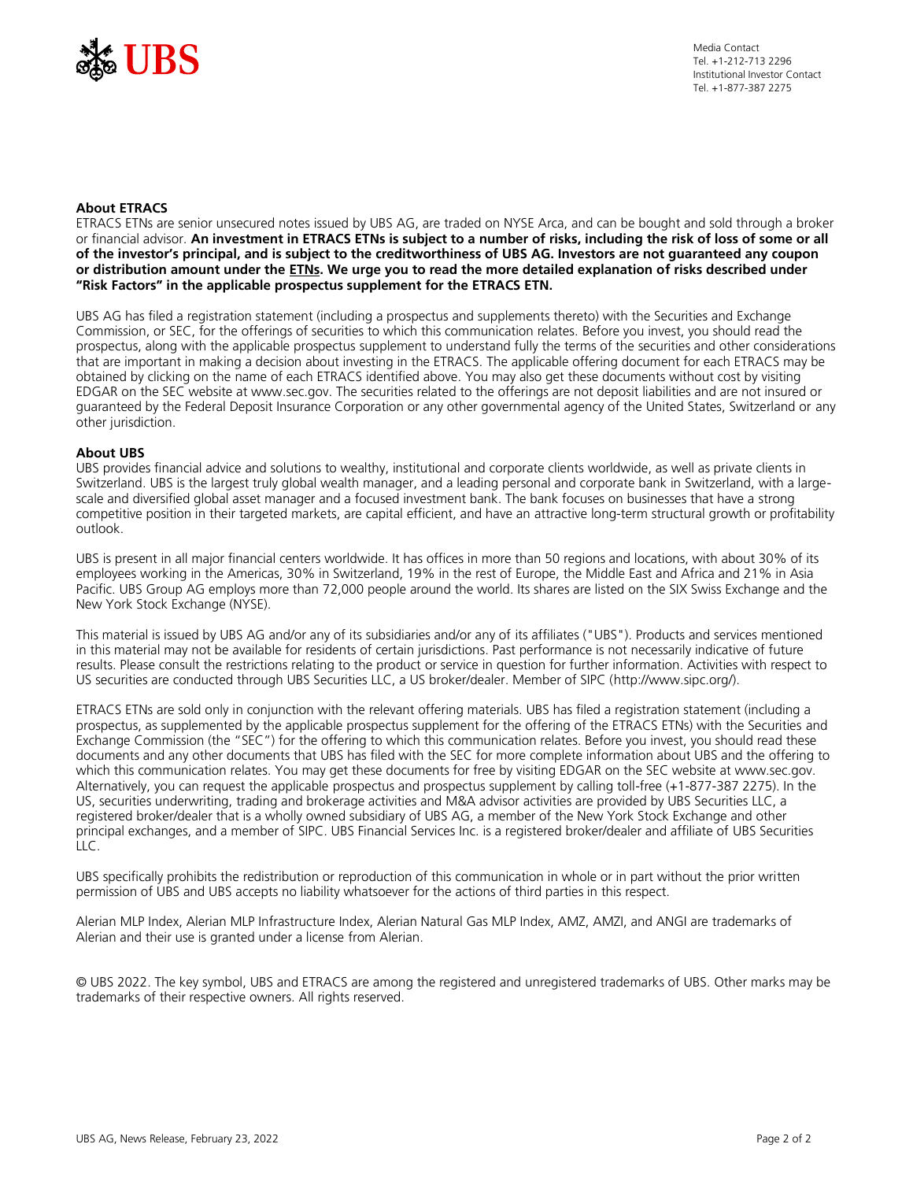Media Contact
Tel. +1-212-713 2296
Institutional Investor Contact
Tel. +1-877-387 2275

**About ETRACS**

ETRACS ETNs are senior unsecured notes issued by UBS AG, are traded on NYSE Arca, and can be bought and sold through a broker or financial advisor. **An investment in ETRACS ETNs is subject to a number of risks, including the risk of loss of some or all of the investor's principal, and is subject to the creditworthiness of UBS AG. Investors are not guaranteed any coupon or distribution amount under the ETNs. We urge you to read the more detailed explanation of risks described under "Risk Factors" in the applicable prospectus supplement for the ETRACS ETN.**

UBS AG has filed a registration statement (including a prospectus and supplements thereto) with the Securities and Exchange Commission, or SEC, for the offerings of securities to which this communication relates. Before you invest, you should read the prospectus, along with the applicable prospectus supplement to understand fully the terms of the securities and other considerations that are important in making a decision about investing in the ETRACS. The applicable offering document for each ETRACS may be obtained by clicking on the name of each ETRACS identified above. You may also get these documents without cost by visiting EDGAR on the SEC website at www.sec.gov. The securities related to the offerings are not deposit liabilities and are not insured or guaranteed by the Federal Deposit Insurance Corporation or any other governmental agency of the United States, Switzerland or any other jurisdiction.

**About UBS**

UBS provides financial advice and solutions to wealthy, institutional and corporate clients worldwide, as well as private clients in Switzerland. UBS is the largest truly global wealth manager, and a leading personal and corporate bank in Switzerland, with a large-scale and diversified global asset manager and a focused investment bank. The bank focuses on businesses that have a strong competitive position in their targeted markets, are capital efficient, and have an attractive long-term structural growth or profitability outlook.

UBS is present in all major financial centers worldwide. It has offices in more than 50 regions and locations, with about 30% of its employees working in the Americas, 30% in Switzerland, 19% in the rest of Europe, the Middle East and Africa and 21% in Asia Pacific. UBS Group AG employs more than 72,000 people around the world. Its shares are listed on the SIX Swiss Exchange and the New York Stock Exchange (NYSE).

This material is issued by UBS AG and/or any of its subsidiaries and/or any of its affiliates ("UBS"). Products and services mentioned in this material may not be available for residents of certain jurisdictions. Past performance is not necessarily indicative of future results. Please consult the restrictions relating to the product or service in question for further information. Activities with respect to US securities are conducted through UBS Securities LLC, a US broker/dealer. Member of SIPC (http://www.sipc.org/).

ETRACS ETNs are sold only in conjunction with the relevant offering materials. UBS has filed a registration statement (including a prospectus, as supplemented by the applicable prospectus supplement for the offering of the ETRACS ETNs) with the Securities and Exchange Commission (the "SEC") for the offering to which this communication relates. Before you invest, you should read these documents and any other documents that UBS has filed with the SEC for more complete information about UBS and the offering to which this communication relates. You may get these documents for free by visiting EDGAR on the SEC website at www.sec.gov. Alternatively, you can request the applicable prospectus and prospectus supplement by calling toll-free (+1-877-387 2275). In the US, securities underwriting, trading and brokerage activities and M&A advisor activities are provided by UBS Securities LLC, a registered broker/dealer that is a wholly owned subsidiary of UBS AG, a member of the New York Stock Exchange and other principal exchanges, and a member of SIPC. UBS Financial Services Inc. is a registered broker/dealer and affiliate of UBS Securities LLC.

UBS specifically prohibits the redistribution or reproduction of this communication in whole or in part without the prior written permission of UBS and UBS accepts no liability whatsoever for the actions of third parties in this respect.

Alerian MLP Index, Alerian MLP Infrastructure Index, Alerian Natural Gas MLP Index, AMZ, AMZI, and ANGI are trademarks of Alerian and their use is granted under a license from Alerian.

© UBS 2022. The key symbol, UBS and ETRACS are among the registered and unregistered trademarks of UBS. Other marks may be trademarks of their respective owners. All rights reserved.